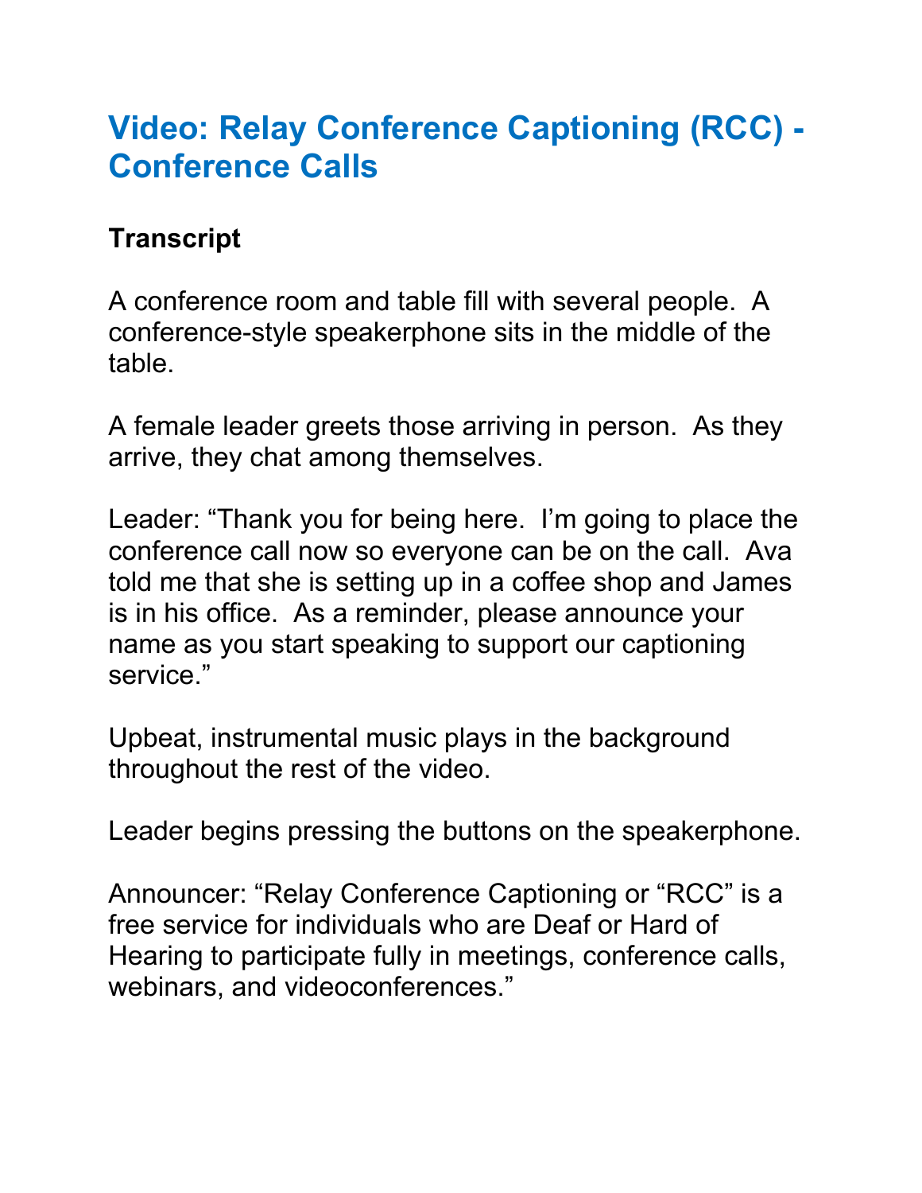# Video: Relay Conference Captioning (RCC) - Conference Calls

## Transcript

A conference room and table fill with several people. A conference-style speakerphone sits in the middle of the table.

A female leader greets those arriving in person. As they arrive, they chat among themselves.

Leader: "Thank you for being here. I'm going to place the conference call now so everyone can be on the call. Ava told me that she is setting up in a coffee shop and James is in his office. As a reminder, please announce your name as you start speaking to support our captioning service."

Upbeat, instrumental music plays in the background throughout the rest of the video.

Leader begins pressing the buttons on the speakerphone.

Announcer: "Relay Conference Captioning or "RCC" is a free service for individuals who are Deaf or Hard of Hearing to participate fully in meetings, conference calls, webinars, and videoconferences."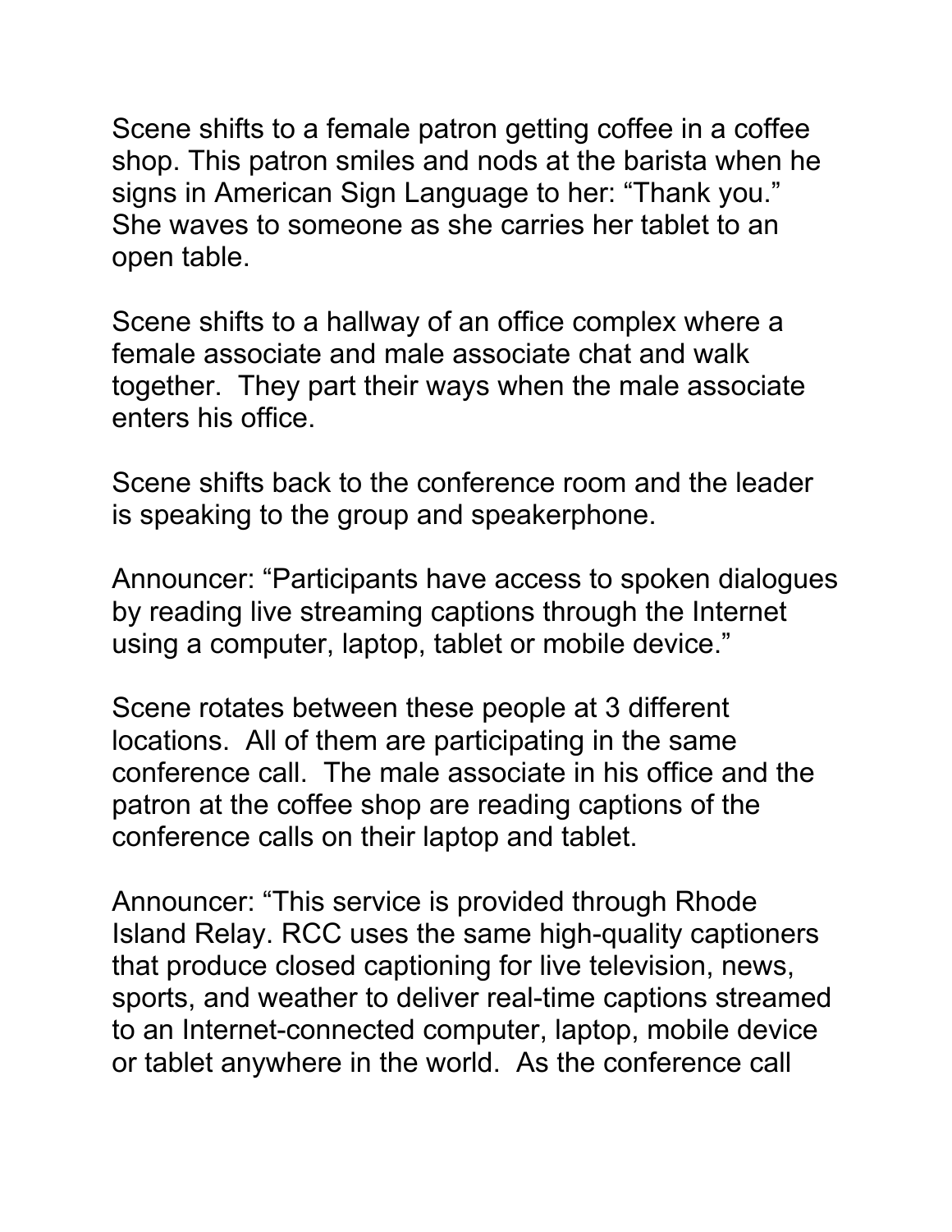Scene shifts to a female patron getting coffee in a coffee shop. This patron smiles and nods at the barista when he signs in American Sign Language to her: "Thank you." She waves to someone as she carries her tablet to an open table.

Scene shifts to a hallway of an office complex where a female associate and male associate chat and walk together. They part their ways when the male associate enters his office.

Scene shifts back to the conference room and the leader is speaking to the group and speakerphone.

Announcer: "Participants have access to spoken dialogues by reading live streaming captions through the Internet using a computer, laptop, tablet or mobile device."

Scene rotates between these people at 3 different locations. All of them are participating in the same conference call. The male associate in his office and the patron at the coffee shop are reading captions of the conference calls on their laptop and tablet.

Announcer: "This service is provided through Rhode Island Relay. RCC uses the same high-quality captioners that produce closed captioning for live television, news, sports, and weather to deliver real-time captions streamed to an Internet-connected computer, laptop, mobile device or tablet anywhere in the world. As the conference call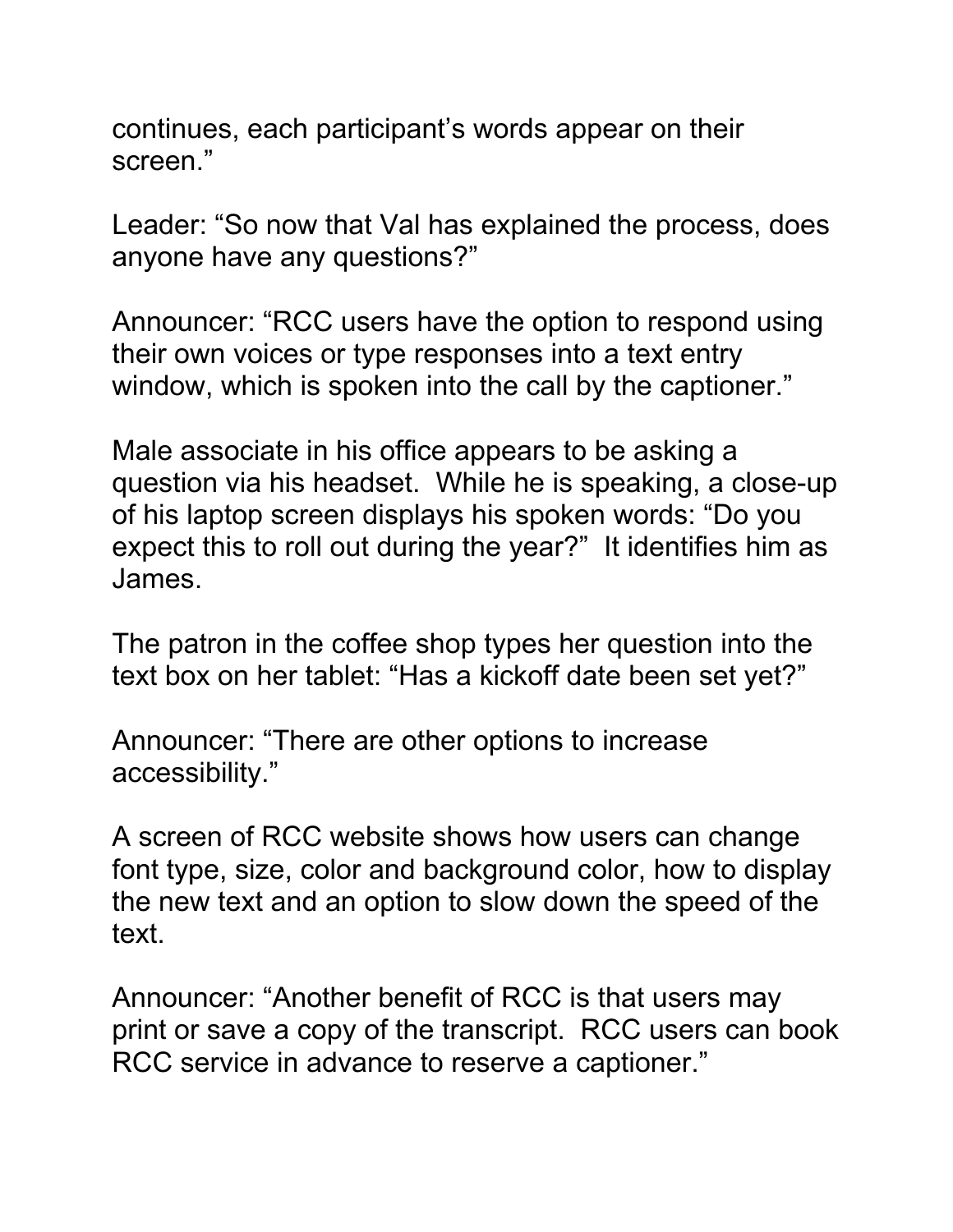continues, each participant's words appear on their screen."

Leader: "So now that Val has explained the process, does anyone have any questions?"

Announcer: "RCC users have the option to respond using their own voices or type responses into a text entry window, which is spoken into the call by the captioner."

Male associate in his office appears to be asking a question via his headset. While he is speaking, a close-up of his laptop screen displays his spoken words: "Do you expect this to roll out during the year?" It identifies him as James.

The patron in the coffee shop types her question into the text box on her tablet: "Has a kickoff date been set yet?"

Announcer: "There are other options to increase accessibility."

A screen of RCC website shows how users can change font type, size, color and background color, how to display the new text and an option to slow down the speed of the text.

Announcer: "Another benefit of RCC is that users may print or save a copy of the transcript. RCC users can book RCC service in advance to reserve a captioner."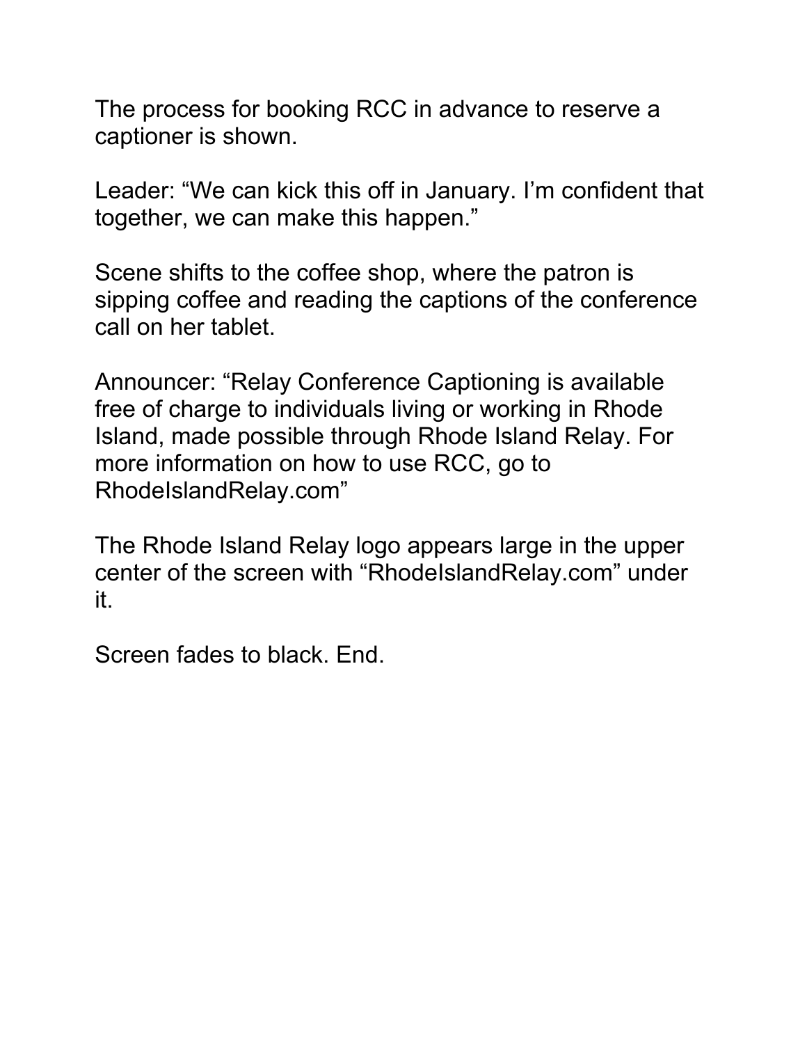The process for booking RCC in advance to reserve a captioner is shown.

Leader: “We can kick this off in January. I’m confident that together, we can make this happen.”

Scene shifts to the coffee shop, where the patron is sipping coffee and reading the captions of the conference call on her tablet.

Announcer: “Relay Conference Captioning is available free of charge to individuals living or working in Rhode Island, made possible through Rhode Island Relay. For more information on how to use RCC, go to RhodeIslandRelay.com”

The Rhode Island Relay logo appears large in the upper center of the screen with “RhodeIslandRelay.com” under it.

Screen fades to black. End.